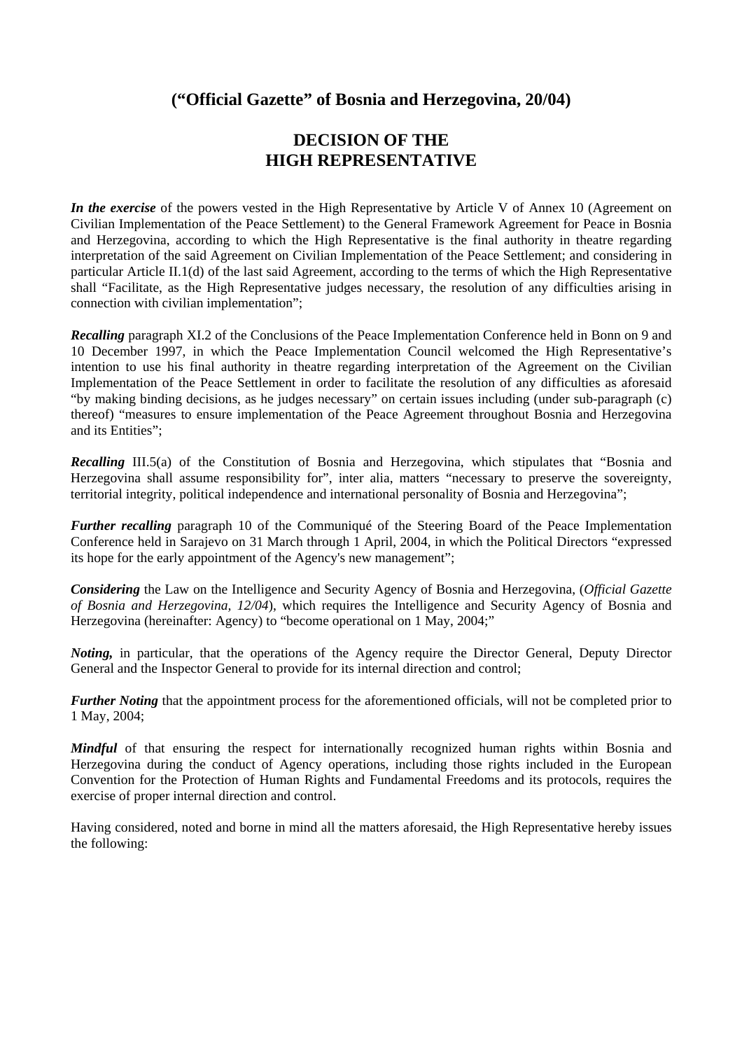## (“Official Gazette” of Bosnia and Herzegovina, 20/04)

# DECISION OF THE HIGH REPRESENTATIVE

***In the exercise*** of the powers vested in the High Representative by Article V of Annex 10 (Agreement on Civilian Implementation of the Peace Settlement) to the General Framework Agreement for Peace in Bosnia and Herzegovina, according to which the High Representative is the final authority in theatre regarding interpretation of the said Agreement on Civilian Implementation of the Peace Settlement; and considering in particular Article II.1(d) of the last said Agreement, according to the terms of which the High Representative shall “Facilitate, as the High Representative judges necessary, the resolution of any difficulties arising in connection with civilian implementation”;

***Recalling*** paragraph XI.2 of the Conclusions of the Peace Implementation Conference held in Bonn on 9 and 10 December 1997, in which the Peace Implementation Council welcomed the High Representative’s intention to use his final authority in theatre regarding interpretation of the Agreement on the Civilian Implementation of the Peace Settlement in order to facilitate the resolution of any difficulties as aforesaid “by making binding decisions, as he judges necessary” on certain issues including (under sub-paragraph (c) thereof) “measures to ensure implementation of the Peace Agreement throughout Bosnia and Herzegovina and its Entities”;

***Recalling*** III.5(a) of the Constitution of Bosnia and Herzegovina, which stipulates that “Bosnia and Herzegovina shall assume responsibility for”, inter alia, matters “necessary to preserve the sovereignty, territorial integrity, political independence and international personality of Bosnia and Herzegovina”;

***Further recalling*** paragraph 10 of the Communiqué of the Steering Board of the Peace Implementation Conference held in Sarajevo on 31 March through 1 April, 2004, in which the Political Directors “expressed its hope for the early appointment of the Agency's new management”;

***Considering*** the Law on the Intelligence and Security Agency of Bosnia and Herzegovina, (*Official Gazette of Bosnia and Herzegovina, 12/04*), which requires the Intelligence and Security Agency of Bosnia and Herzegovina (hereinafter: Agency) to “become operational on 1 May, 2004;”

***Noting,*** in particular, that the operations of the Agency require the Director General, Deputy Director General and the Inspector General to provide for its internal direction and control;

***Further Noting*** that the appointment process for the aforementioned officials, will not be completed prior to 1 May, 2004;

***Mindful*** of that ensuring the respect for internationally recognized human rights within Bosnia and Herzegovina during the conduct of Agency operations, including those rights included in the European Convention for the Protection of Human Rights and Fundamental Freedoms and its protocols, requires the exercise of proper internal direction and control.

Having considered, noted and borne in mind all the matters aforesaid, the High Representative hereby issues the following: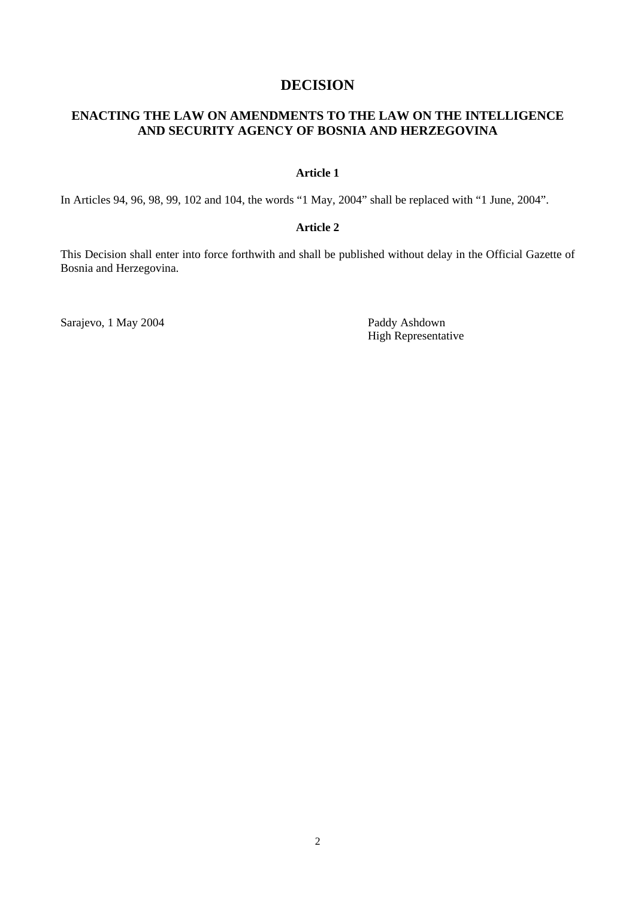# DECISION

## ENACTING THE LAW ON AMENDMENTS TO THE LAW ON THE INTELLIGENCE AND SECURITY AGENCY OF BOSNIA AND HERZEGOVINA

**Article 1**

In Articles 94, 96, 98, 99, 102 and 104, the words "1 May, 2004" shall be replaced with "1 June, 2004".

**Article 2**

This Decision shall enter into force forthwith and shall be published without delay in the Official Gazette of Bosnia and Herzegovina.

Sarajevo, 1 May 2004

Paddy Ashdown
High Representative